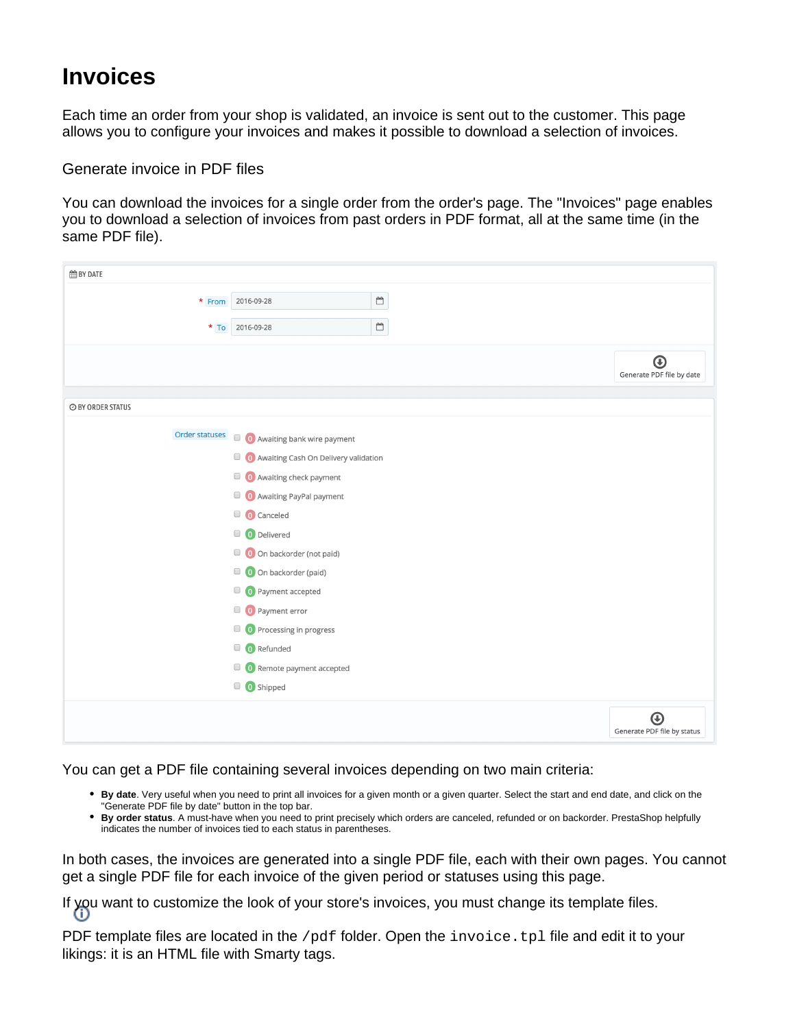# Invoices

Each time an order from your shop is validated, an invoice is sent out to the customer. This page allows you to configure your invoices and makes it possible to download a selection of invoices.

Generate invoice in PDF files

You can download the invoices for a single order from the order's page. The "Invoices" page enables you to download a selection of invoices from past orders in PDF format, all at the same time (in the same PDF file).

BY DATE

\* From 2016-09-28

\* To 2016-09-28

Generate PDF file by date

BY ORDER STATUS

Order statuses

- 0 Awaiting bank wire payment
- 0 Awaiting Cash On Delivery validation
- 0 Awaiting check payment
- 0 Awaiting PayPal payment
- 0 Canceled
- 0 Delivered
- 0 On backorder (not paid)
- 0 On backorder (paid)
- 0 Payment accepted
- 0 Payment error
- 0 Processing in progress
- 0 Refunded
- 0 Remote payment accepted
- 0 Shipped

Generate PDF file by status

You can get a PDF file containing several invoices depending on two main criteria:

- **By date**. Very useful when you need to print all invoices for a given month or a given quarter. Select the start and end date, and click on the "Generate PDF file by date" button in the top bar.
- **By order status**. A must-have when you need to print precisely which orders are canceled, refunded or on backorder. PrestaShop helpfully indicates the number of invoices tied to each status in parentheses.

In both cases, the invoices are generated into a single PDF file, each with their own pages. You cannot get a single PDF file for each invoice of the given period or statuses using this page.

If you want to customize the look of your store's invoices, you must change its template files.

PDF template files are located in the `/pdf` folder. Open the `invoice.tpl` file and edit it to your likings: it is an HTML file with Smarty tags.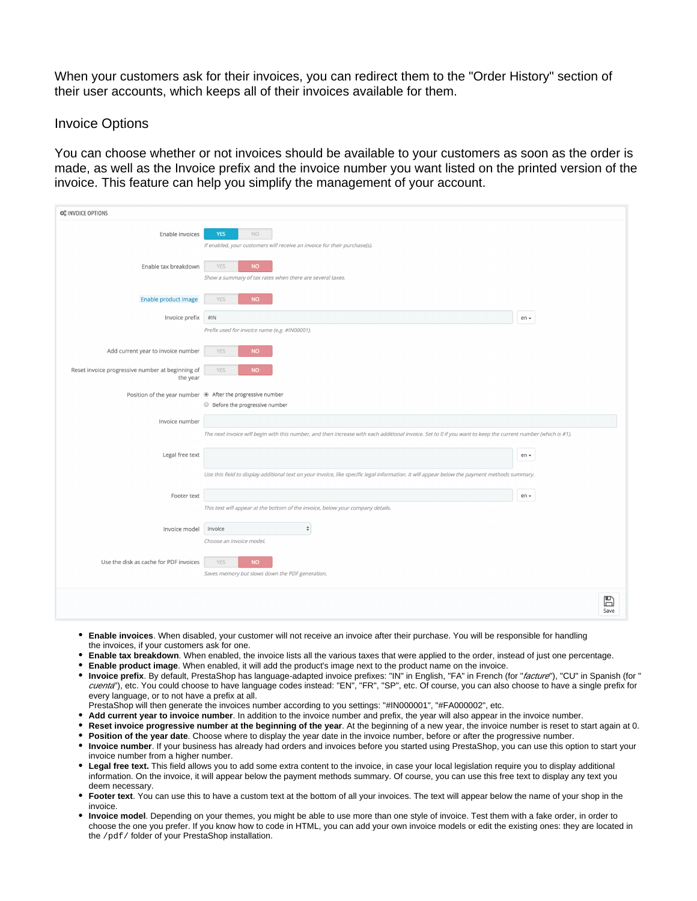When your customers ask for their invoices, you can redirect them to the "Order History" section of their user accounts, which keeps all of their invoices available for them.

## Invoice Options

You can choose whether or not invoices should be available to your customers as soon as the order is made, as well as the Invoice prefix and the invoice number you want listed on the printed version of the invoice. This feature can help you simplify the management of your account.

- **Enable invoices**. When disabled, your customer will not receive an invoice after their purchase. You will be responsible for handling the invoices, if your customers ask for one.
- **Enable tax breakdown**. When enabled, the invoice lists all the various taxes that were applied to the order, instead of just one percentage.
- **Enable product image**. When enabled, it will add the product's image next to the product name on the invoice.
- **Invoice prefix**. By default, PrestaShop has language-adapted invoice prefixes: "IN" in English, "FA" in French (for "*facture*"), "CU" in Spanish (for "*cuenta*"), etc. You could choose to have language codes instead: "EN", "FR", "SP", etc. Of course, you can also choose to have a single prefix for every language, or to not have a prefix at all.
  PrestaShop will then generate the invoices number according to you settings: "#IN000001", "#FA000002", etc.
- **Add current year to invoice number**. In addition to the invoice number and prefix, the year will also appear in the invoice number.
- **Reset invoice progressive number at the beginning of the year**. At the beginning of a new year, the invoice number is reset to start again at 0.
- **Position of the year date**. Choose where to display the year date in the invoice number, before or after the progressive number.
- **Invoice number**. If your business has already had orders and invoices before you started using PrestaShop, you can use this option to start your invoice number from a higher number.
- **Legal free text.** This field allows you to add some extra content to the invoice, in case your local legislation require you to display additional information. On the invoice, it will appear below the payment methods summary. Of course, you can use this free text to display any text you deem necessary.
- **Footer text**. You can use this to have a custom text at the bottom of all your invoices. The text will appear below the name of your shop in the invoice.
- **Invoice model**. Depending on your themes, you might be able to use more than one style of invoice. Test them with a fake order, in order to choose the one you prefer. If you know how to code in HTML, you can add your own invoice models or edit the existing ones: they are located in the `/pdf/` folder of your PrestaShop installation.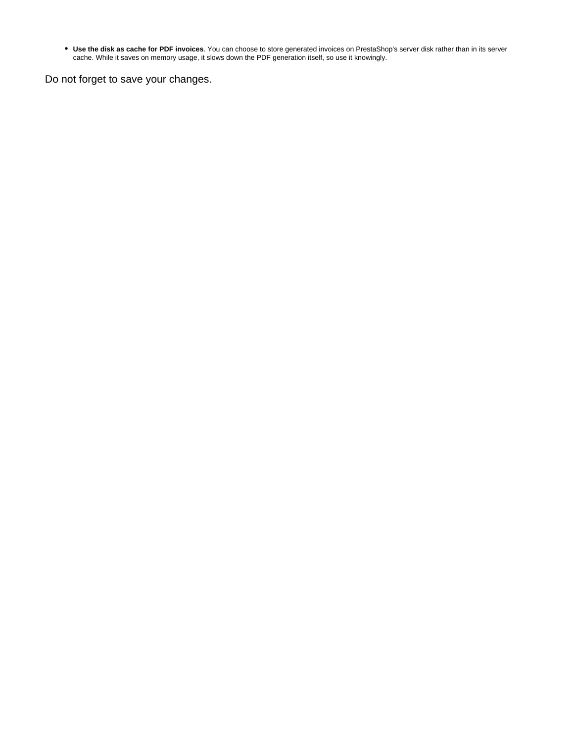- **Use the disk as cache for PDF invoices**. You can choose to store generated invoices on PrestaShop's server disk rather than in its server cache. While it saves on memory usage, it slows down the PDF generation itself, so use it knowingly.

Do not forget to save your changes.